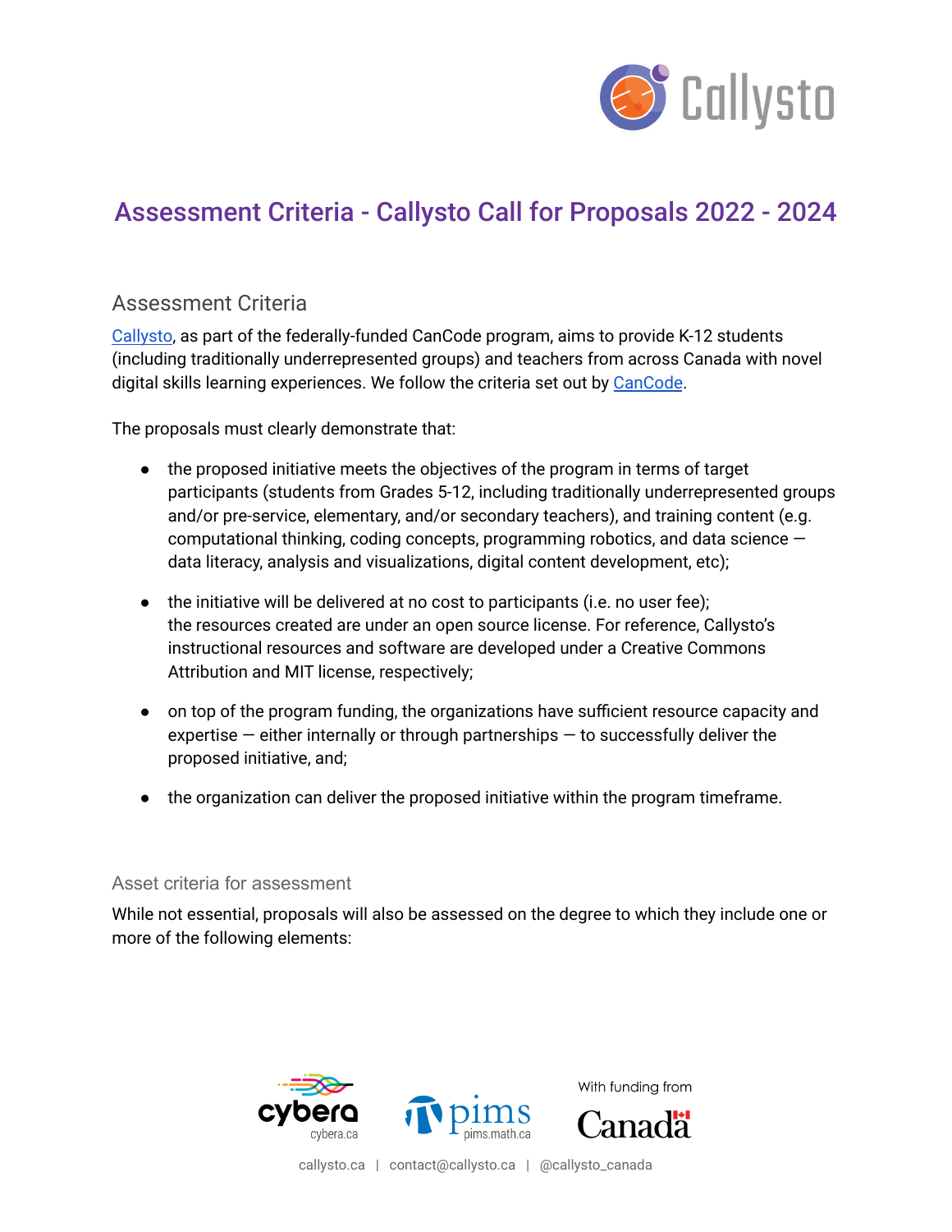# Assessment Criteria - Callysto Call for Proposals 2022 - 2024

## Assessment Criteria

Callysto, as part of the federally-funded CanCode program, aims to provide K-12 students (including traditionally underrepresented groups) and teachers from across Canada with novel digital skills learning experiences. We follow the criteria set out by CanCode.

The proposals must clearly demonstrate that:

- the proposed initiative meets the objectives of the program in terms of target participants (students from Grades 5-12, including traditionally underrepresented groups and/or pre-service, elementary, and/or secondary teachers), and training content (e.g. computational thinking, coding concepts, programming robotics, and data science — data literacy, analysis and visualizations, digital content development, etc);
- the initiative will be delivered at no cost to participants (i.e. no user fee); the resources created are under an open source license. For reference, Callysto's instructional resources and software are developed under a Creative Commons Attribution and MIT license, respectively;
- on top of the program funding, the organizations have sufficient resource capacity and expertise — either internally or through partnerships — to successfully deliver the proposed initiative, and;
- the organization can deliver the proposed initiative within the program timeframe.

### Asset criteria for assessment

While not essential, proposals will also be assessed on the degree to which they include one or more of the following elements: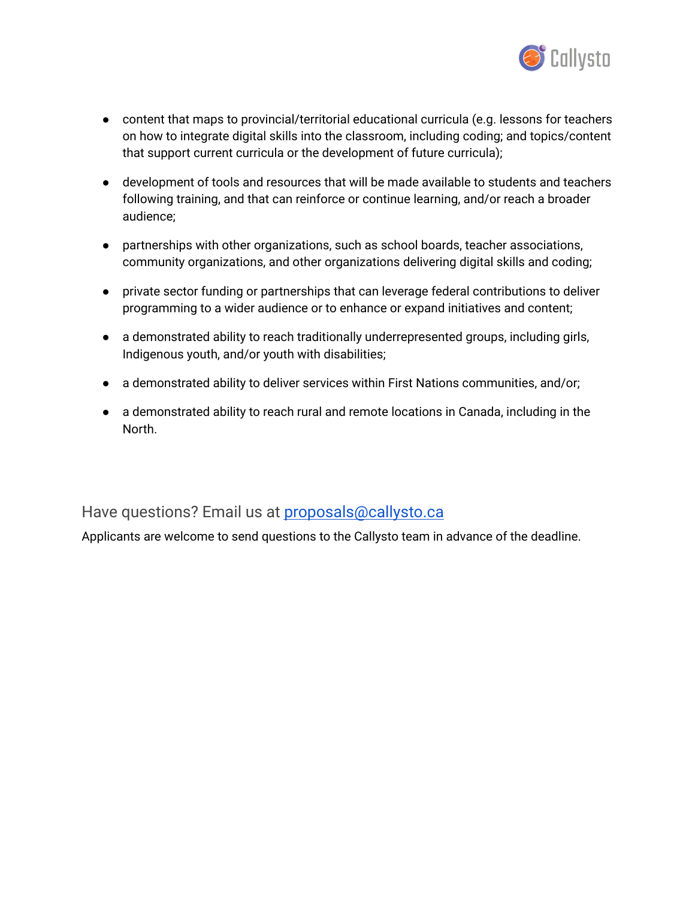- content that maps to provincial/territorial educational curricula (e.g. lessons for teachers on how to integrate digital skills into the classroom, including coding; and topics/content that support current curricula or the development of future curricula);
- development of tools and resources that will be made available to students and teachers following training, and that can reinforce or continue learning, and/or reach a broader audience;
- partnerships with other organizations, such as school boards, teacher associations, community organizations, and other organizations delivering digital skills and coding;
- private sector funding or partnerships that can leverage federal contributions to deliver programming to a wider audience or to enhance or expand initiatives and content;
- a demonstrated ability to reach traditionally underrepresented groups, including girls, Indigenous youth, and/or youth with disabilities;
- a demonstrated ability to deliver services within First Nations communities, and/or;
- a demonstrated ability to reach rural and remote locations in Canada, including in the North.

## Have questions? Email us at [proposals@callysto.ca](mailto:proposals@callysto.ca)

Applicants are welcome to send questions to the Callysto team in advance of the deadline.